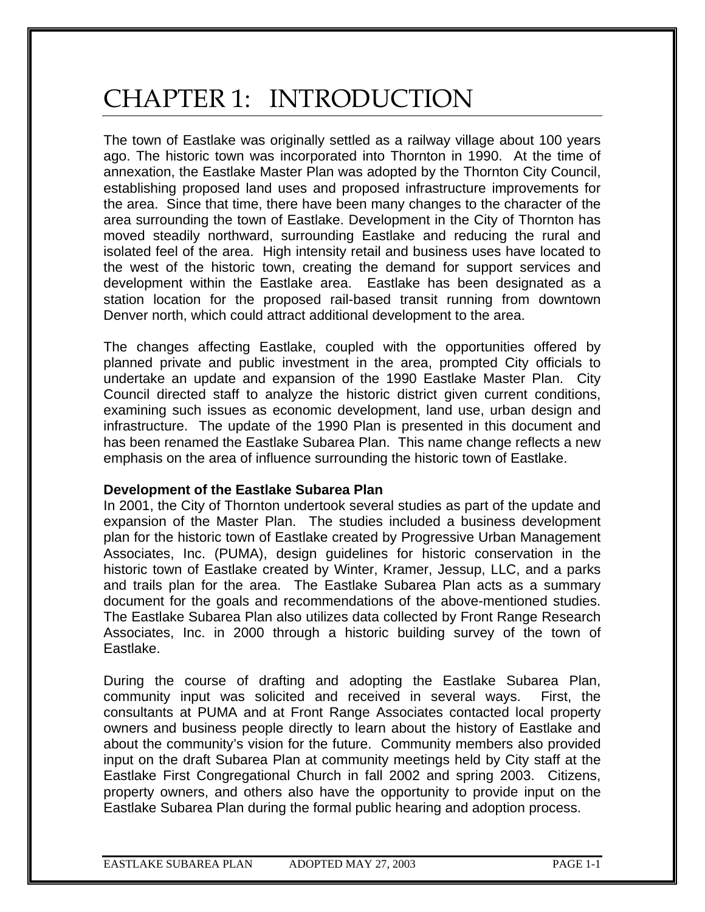# CHAPTER 1: INTRODUCTION

The town of Eastlake was originally settled as a railway village about 100 years ago. The historic town was incorporated into Thornton in 1990. At the time of annexation, the Eastlake Master Plan was adopted by the Thornton City Council, establishing proposed land uses and proposed infrastructure improvements for the area. Since that time, there have been many changes to the character of the area surrounding the town of Eastlake. Development in the City of Thornton has moved steadily northward, surrounding Eastlake and reducing the rural and isolated feel of the area. High intensity retail and business uses have located to the west of the historic town, creating the demand for support services and development within the Eastlake area. Eastlake has been designated as a station location for the proposed rail-based transit running from downtown Denver north, which could attract additional development to the area.

The changes affecting Eastlake, coupled with the opportunities offered by planned private and public investment in the area, prompted City officials to undertake an update and expansion of the 1990 Eastlake Master Plan. City Council directed staff to analyze the historic district given current conditions, examining such issues as economic development, land use, urban design and infrastructure. The update of the 1990 Plan is presented in this document and has been renamed the Eastlake Subarea Plan. This name change reflects a new emphasis on the area of influence surrounding the historic town of Eastlake.

**Development of the Eastlake Subarea Plan**

In 2001, the City of Thornton undertook several studies as part of the update and expansion of the Master Plan. The studies included a business development plan for the historic town of Eastlake created by Progressive Urban Management Associates, Inc. (PUMA), design guidelines for historic conservation in the historic town of Eastlake created by Winter, Kramer, Jessup, LLC, and a parks and trails plan for the area. The Eastlake Subarea Plan acts as a summary document for the goals and recommendations of the above-mentioned studies. The Eastlake Subarea Plan also utilizes data collected by Front Range Research Associates, Inc. in 2000 through a historic building survey of the town of Eastlake.

During the course of drafting and adopting the Eastlake Subarea Plan, community input was solicited and received in several ways. First, the consultants at PUMA and at Front Range Associates contacted local property owners and business people directly to learn about the history of Eastlake and about the community's vision for the future. Community members also provided input on the draft Subarea Plan at community meetings held by City staff at the Eastlake First Congregational Church in fall 2002 and spring 2003. Citizens, property owners, and others also have the opportunity to provide input on the Eastlake Subarea Plan during the formal public hearing and adoption process.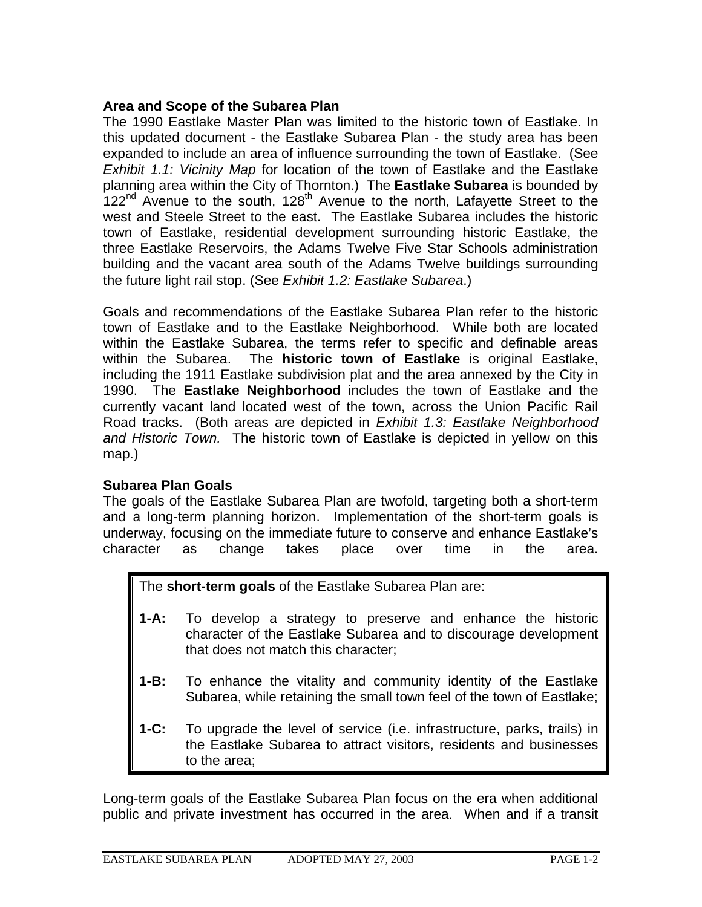**Area and Scope of the Subarea Plan**

The 1990 Eastlake Master Plan was limited to the historic town of Eastlake. In this updated document - the Eastlake Subarea Plan - the study area has been expanded to include an area of influence surrounding the town of Eastlake. (See *Exhibit 1.1: Vicinity Map* for location of the town of Eastlake and the Eastlake planning area within the City of Thornton.) The **Eastlake Subarea** is bounded by 122nd Avenue to the south, 128th Avenue to the north, Lafayette Street to the west and Steele Street to the east. The Eastlake Subarea includes the historic town of Eastlake, residential development surrounding historic Eastlake, the three Eastlake Reservoirs, the Adams Twelve Five Star Schools administration building and the vacant area south of the Adams Twelve buildings surrounding the future light rail stop. (See *Exhibit 1.2: Eastlake Subarea*.)

Goals and recommendations of the Eastlake Subarea Plan refer to the historic town of Eastlake and to the Eastlake Neighborhood. While both are located within the Eastlake Subarea, the terms refer to specific and definable areas within the Subarea. The **historic town of Eastlake** is original Eastlake, including the 1911 Eastlake subdivision plat and the area annexed by the City in 1990. The **Eastlake Neighborhood** includes the town of Eastlake and the currently vacant land located west of the town, across the Union Pacific Rail Road tracks. (Both areas are depicted in *Exhibit 1.3: Eastlake Neighborhood and Historic Town.* The historic town of Eastlake is depicted in yellow on this map.)

**Subarea Plan Goals**

The goals of the Eastlake Subarea Plan are twofold, targeting both a short-term and a long-term planning horizon. Implementation of the short-term goals is underway, focusing on the immediate future to conserve and enhance Eastlake's character as change takes place over time in the area.

> The **short-term goals** of the Eastlake Subarea Plan are:
>
> **1-A:** To develop a strategy to preserve and enhance the historic character of the Eastlake Subarea and to discourage development that does not match this character;
>
> **1-B:** To enhance the vitality and community identity of the Eastlake Subarea, while retaining the small town feel of the town of Eastlake;
>
> **1-C:** To upgrade the level of service (i.e. infrastructure, parks, trails) in the Eastlake Subarea to attract visitors, residents and businesses to the area;

Long-term goals of the Eastlake Subarea Plan focus on the era when additional public and private investment has occurred in the area. When and if a transit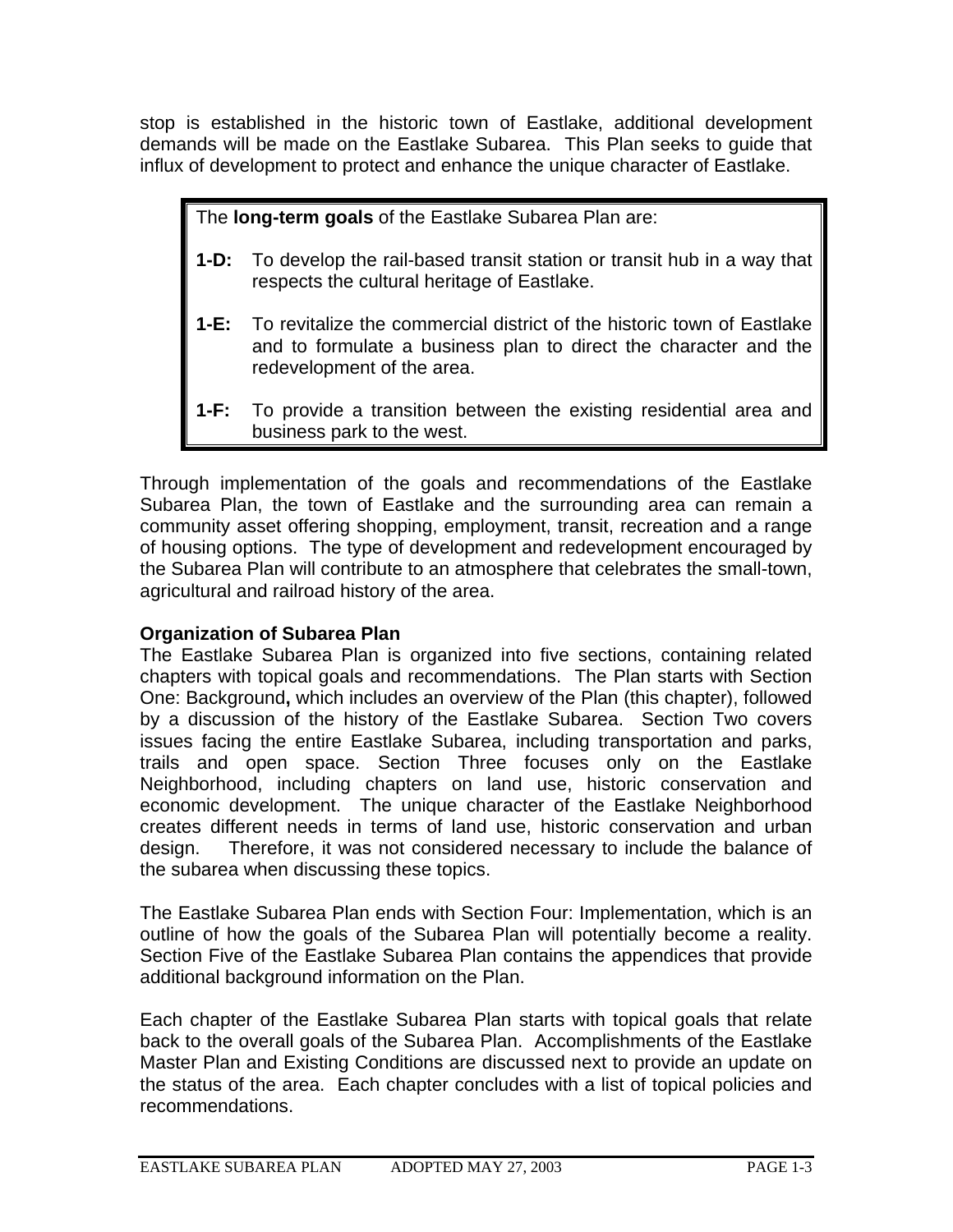stop is established in the historic town of Eastlake, additional development demands will be made on the Eastlake Subarea. This Plan seeks to guide that influx of development to protect and enhance the unique character of Eastlake.

> The **long-term goals** of the Eastlake Subarea Plan are:
>
> **1-D:** To develop the rail-based transit station or transit hub in a way that respects the cultural heritage of Eastlake.
>
> **1-E:** To revitalize the commercial district of the historic town of Eastlake and to formulate a business plan to direct the character and the redevelopment of the area.
>
> **1-F:** To provide a transition between the existing residential area and business park to the west.

Through implementation of the goals and recommendations of the Eastlake Subarea Plan, the town of Eastlake and the surrounding area can remain a community asset offering shopping, employment, transit, recreation and a range of housing options. The type of development and redevelopment encouraged by the Subarea Plan will contribute to an atmosphere that celebrates the small-town, agricultural and railroad history of the area.

**Organization of Subarea Plan**

The Eastlake Subarea Plan is organized into five sections, containing related chapters with topical goals and recommendations. The Plan starts with Section One: Background**,** which includes an overview of the Plan (this chapter), followed by a discussion of the history of the Eastlake Subarea. Section Two covers issues facing the entire Eastlake Subarea, including transportation and parks, trails and open space. Section Three focuses only on the Eastlake Neighborhood, including chapters on land use, historic conservation and economic development. The unique character of the Eastlake Neighborhood creates different needs in terms of land use, historic conservation and urban design. Therefore, it was not considered necessary to include the balance of the subarea when discussing these topics.

The Eastlake Subarea Plan ends with Section Four: Implementation, which is an outline of how the goals of the Subarea Plan will potentially become a reality. Section Five of the Eastlake Subarea Plan contains the appendices that provide additional background information on the Plan.

Each chapter of the Eastlake Subarea Plan starts with topical goals that relate back to the overall goals of the Subarea Plan. Accomplishments of the Eastlake Master Plan and Existing Conditions are discussed next to provide an update on the status of the area. Each chapter concludes with a list of topical policies and recommendations.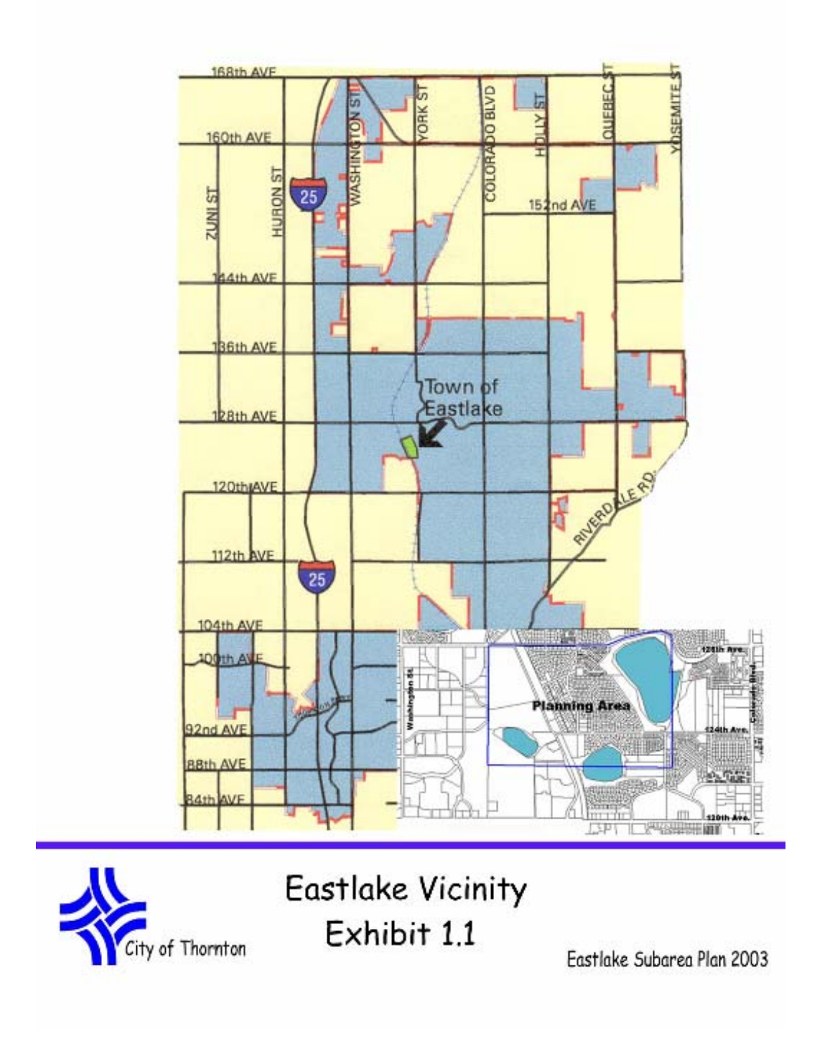# Eastlake Vicinity

## Exhibit 1.1

City of Thornton

Eastlake Subarea Plan 2003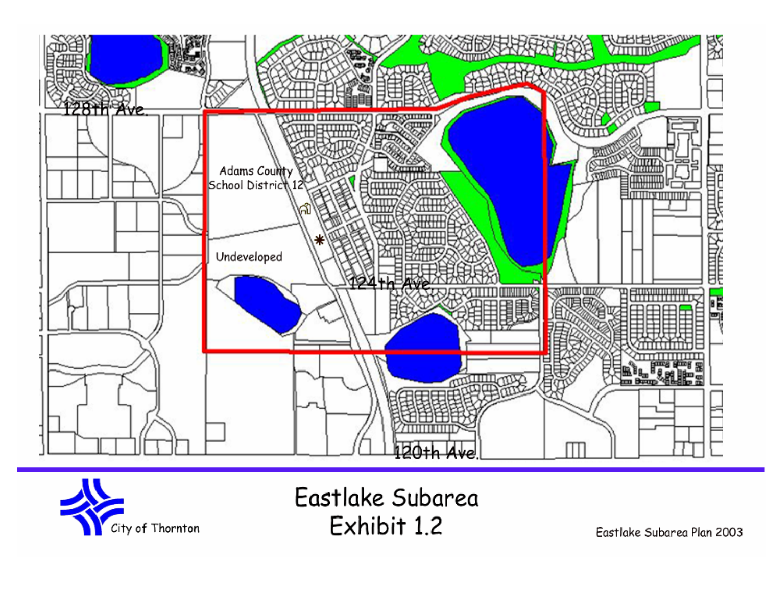128th Ave.

Adams County School District 12

Undeveloped

124th Ave.

120th Ave.

City of Thornton

# Eastlake Subarea
# Exhibit 1.2

Eastlake Subarea Plan 2003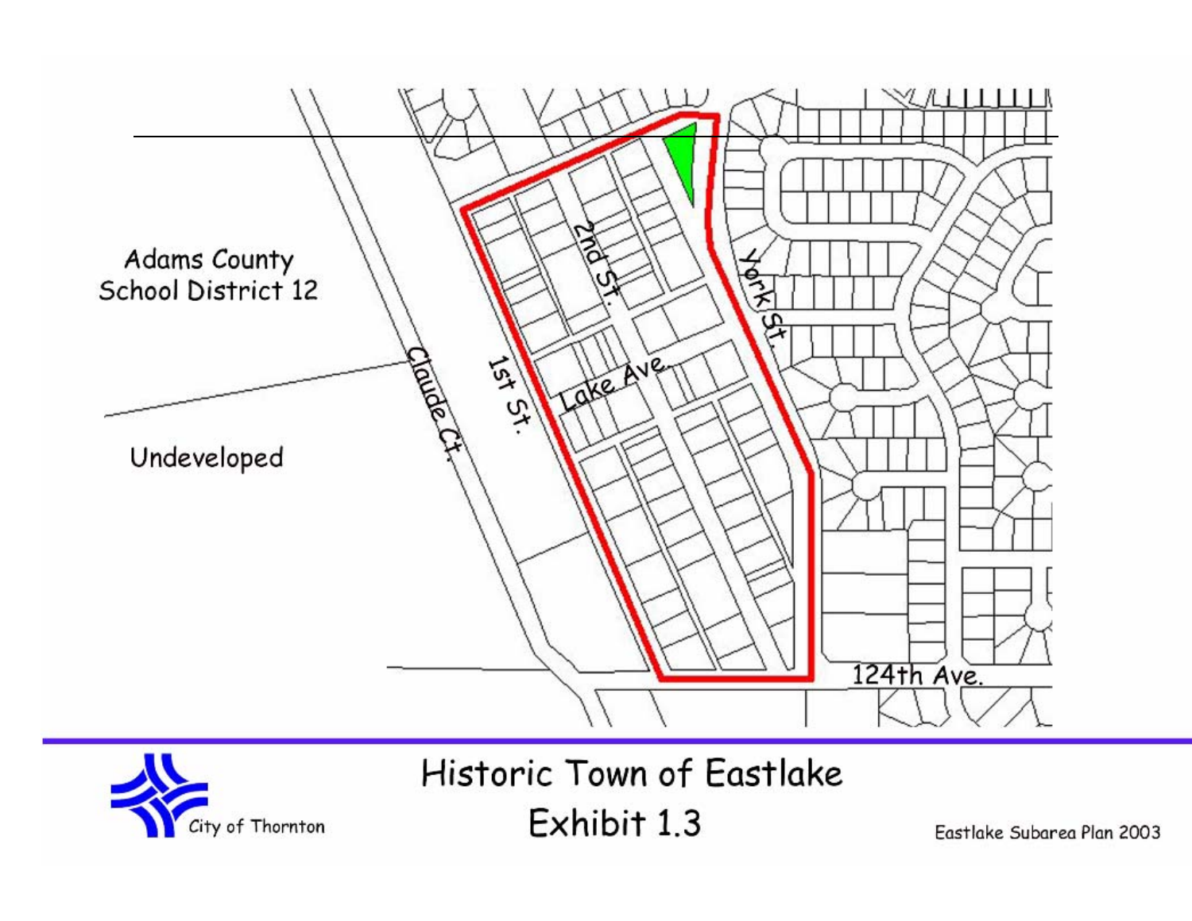Adams County School District 12

Undeveloped

Claude Ct.

1st St.

2nd St.

Lake Ave.

York St.

124th Ave.

City of Thornton

# Historic Town of Eastlake

## Exhibit 1.3

Eastlake Subarea Plan 2003